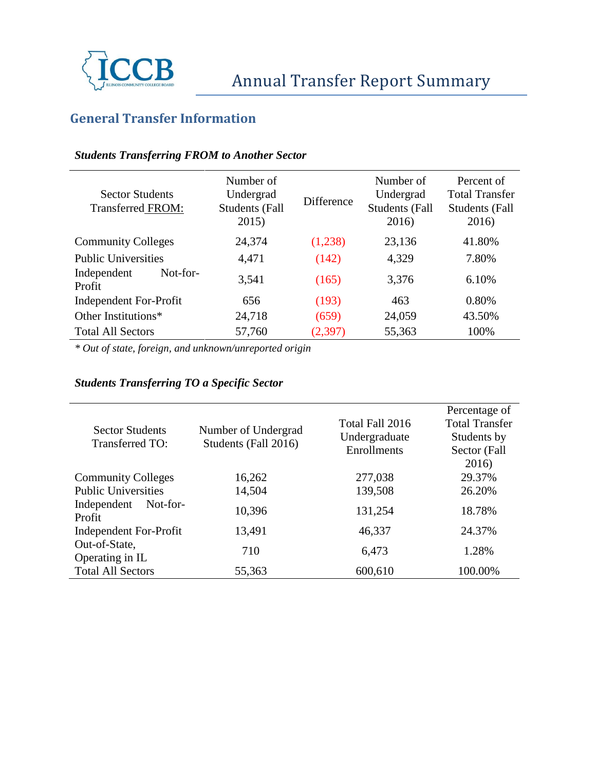# Annual Transfer Report Summary

## General Transfer Information

### *Students Transferring FROM to Another Sector*

| Sector Students Transferred FROM: | Number of Undergrad Students (Fall 2015) | Difference | Number of Undergrad Students (Fall 2016) | Percent of Total Transfer Students (Fall 2016) |
|---|---|---|---|---|
| Community Colleges | 24,374 | (1,238) | 23,136 | 41.80% |
| Public Universities | 4,471 | (142) | 4,329 | 7.80% |
| Independent Not-for-Profit | 3,541 | (165) | 3,376 | 6.10% |
| Independent For-Profit | 656 | (193) | 463 | 0.80% |
| Other Institutions* | 24,718 | (659) | 24,059 | 43.50% |
| Total All Sectors | 57,760 | (2,397) | 55,363 | 100% |

*\* Out of state, foreign, and unknown/unreported origin*

### *Students Transferring TO a Specific Sector*

| Sector Students Transferred TO: | Number of Undergrad Students (Fall 2016) | Total Fall 2016 Undergraduate Enrollments | Percentage of Total Transfer Students by Sector (Fall 2016) |
|---|---|---|---|
| Community Colleges | 16,262 | 277,038 | 29.37% |
| Public Universities | 14,504 | 139,508 | 26.20% |
| Independent Not-for-Profit | 10,396 | 131,254 | 18.78% |
| Independent For-Profit | 13,491 | 46,337 | 24.37% |
| Out-of-State, Operating in IL | 710 | 6,473 | 1.28% |
| Total All Sectors | 55,363 | 600,610 | 100.00% |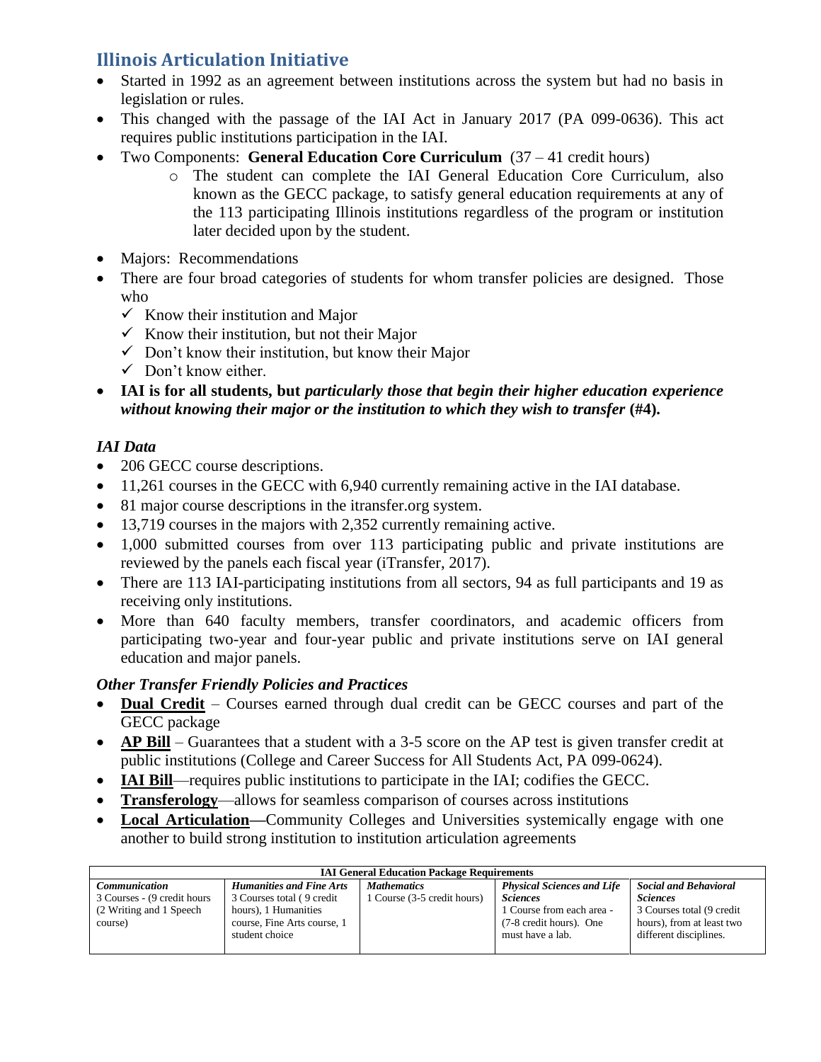## Illinois Articulation Initiative

- Started in 1992 as an agreement between institutions across the system but had no basis in legislation or rules.
- This changed with the passage of the IAI Act in January 2017 (PA 099-0636). This act requires public institutions participation in the IAI.
- Two Components: **General Education Core Curriculum** (37 – 41 credit hours)
  - The student can complete the IAI General Education Core Curriculum, also known as the GECC package, to satisfy general education requirements at any of the 113 participating Illinois institutions regardless of the program or institution later decided upon by the student.
- Majors: Recommendations
- There are four broad categories of students for whom transfer policies are designed. Those who
  - ✓ Know their institution and Major
  - ✓ Know their institution, but not their Major
  - ✓ Don't know their institution, but know their Major
  - ✓ Don't know either.
- **IAI is for all students, but *particularly those that begin their higher education experience without knowing their major or the institution to which they wish to transfer* (#4).**

### *IAI Data*

- 206 GECC course descriptions.
- 11,261 courses in the GECC with 6,940 currently remaining active in the IAI database.
- 81 major course descriptions in the itransfer.org system.
- 13,719 courses in the majors with 2,352 currently remaining active.
- 1,000 submitted courses from over 113 participating public and private institutions are reviewed by the panels each fiscal year (iTransfer, 2017).
- There are 113 IAI-participating institutions from all sectors, 94 as full participants and 19 as receiving only institutions.
- More than 640 faculty members, transfer coordinators, and academic officers from participating two-year and four-year public and private institutions serve on IAI general education and major panels.

### *Other Transfer Friendly Policies and Practices*

- **Dual Credit** – Courses earned through dual credit can be GECC courses and part of the GECC package
- **AP Bill** – Guarantees that a student with a 3-5 score on the AP test is given transfer credit at public institutions (College and Career Success for All Students Act, PA 099-0624).
- **IAI Bill**—requires public institutions to participate in the IAI; codifies the GECC.
- **Transferology**—allows for seamless comparison of courses across institutions
- **Local Articulation—**Community Colleges and Universities systemically engage with one another to build strong institution to institution articulation agreements

| IAI General Education Package Requirements | | | | |
|---|---|---|---|---|
| ***Communication*** | ***Humanities and Fine Arts*** | ***Mathematics*** | ***Physical Sciences and Life Sciences*** | ***Social and Behavioral Sciences*** |
| 3 Courses - (9 credit hours (2 Writing and 1 Speech course) | 3 Courses total ( 9 credit hours), 1 Humanities course, Fine Arts course, 1 student choice | 1 Course (3-5 credit hours) | 1 Course from each area - (7-8 credit hours). One must have a lab. | 3 Courses total (9 credit hours), from at least two different disciplines. |